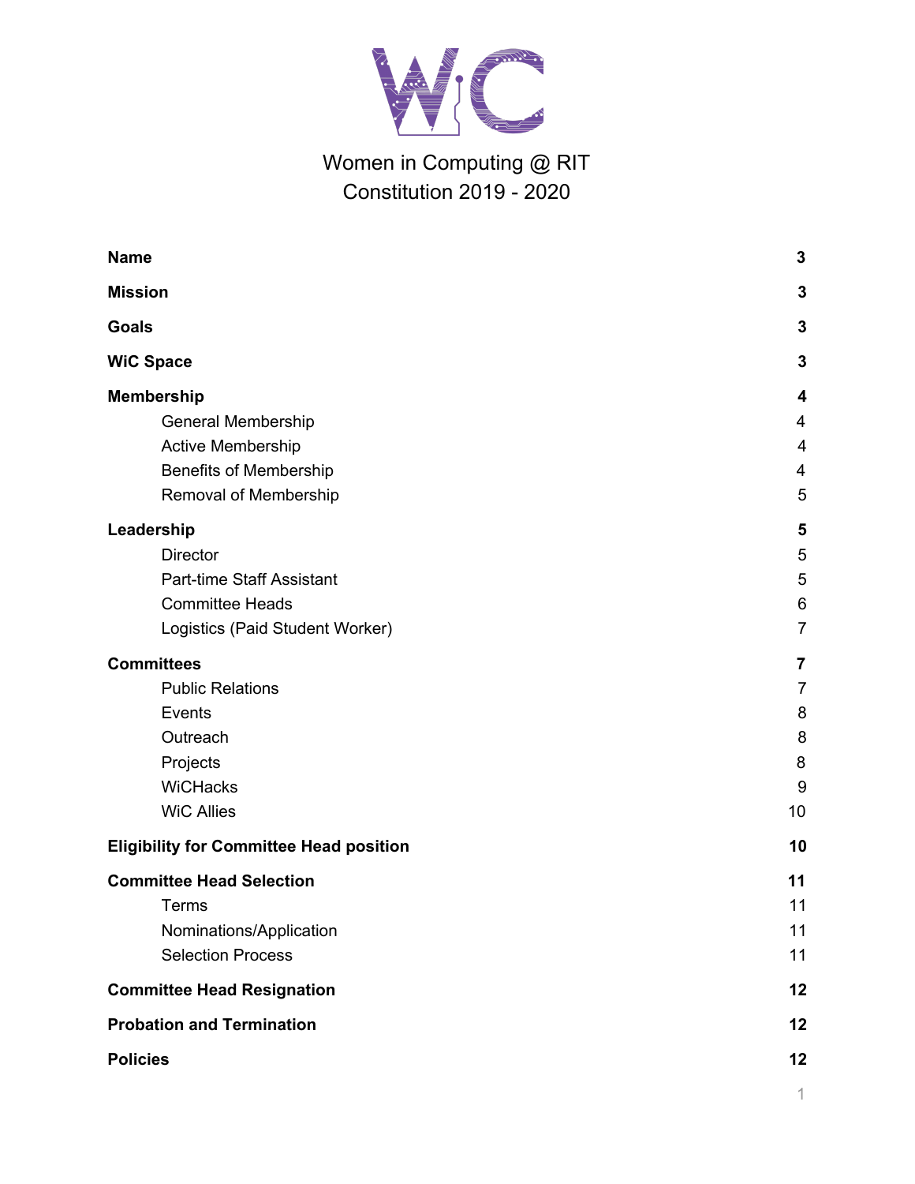# Women in Computing @ RIT
# Constitution 2019 - 2020

| | |
|---|---|
| **Name** | **3** |
| **Mission** | **3** |
| **Goals** | **3** |
| **WiC Space** | **3** |
| **Membership** | **4** |
| General Membership | 4 |
| Active Membership | 4 |
| Benefits of Membership | 4 |
| Removal of Membership | 5 |
| **Leadership** | **5** |
| Director | 5 |
| Part-time Staff Assistant | 5 |
| Committee Heads | 6 |
| Logistics (Paid Student Worker) | 7 |
| **Committees** | **7** |
| Public Relations | 7 |
| Events | 8 |
| Outreach | 8 |
| Projects | 8 |
| WiCHacks | 9 |
| WiC Allies | 10 |
| **Eligibility for Committee Head position** | **10** |
| **Committee Head Selection** | **11** |
| Terms | 11 |
| Nominations/Application | 11 |
| Selection Process | 11 |
| **Committee Head Resignation** | **12** |
| **Probation and Termination** | **12** |
| **Policies** | **12** |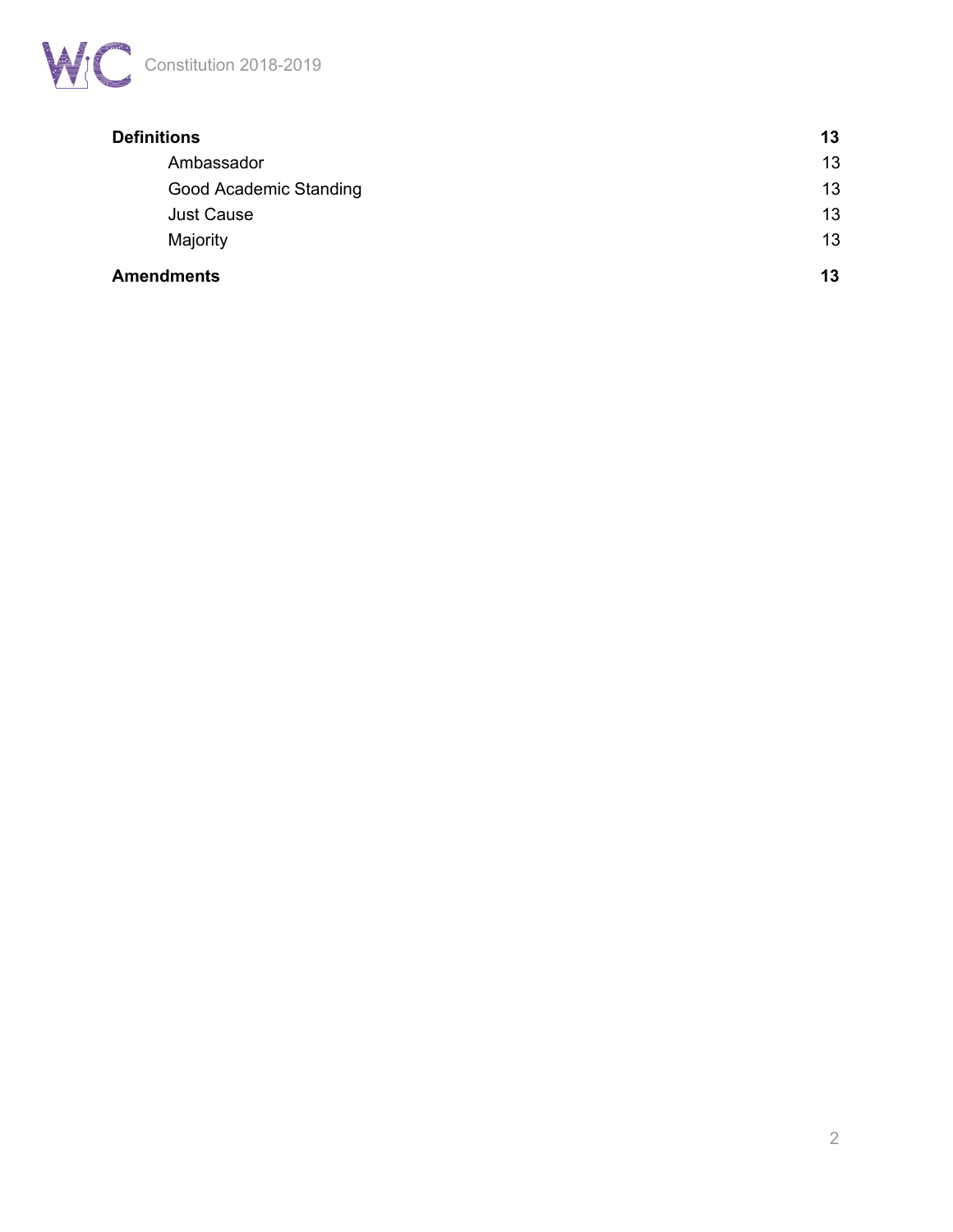**Definitions** **13**

- Ambassador 13
- Good Academic Standing 13
- Just Cause 13
- Majority 13

**Amendments** **13**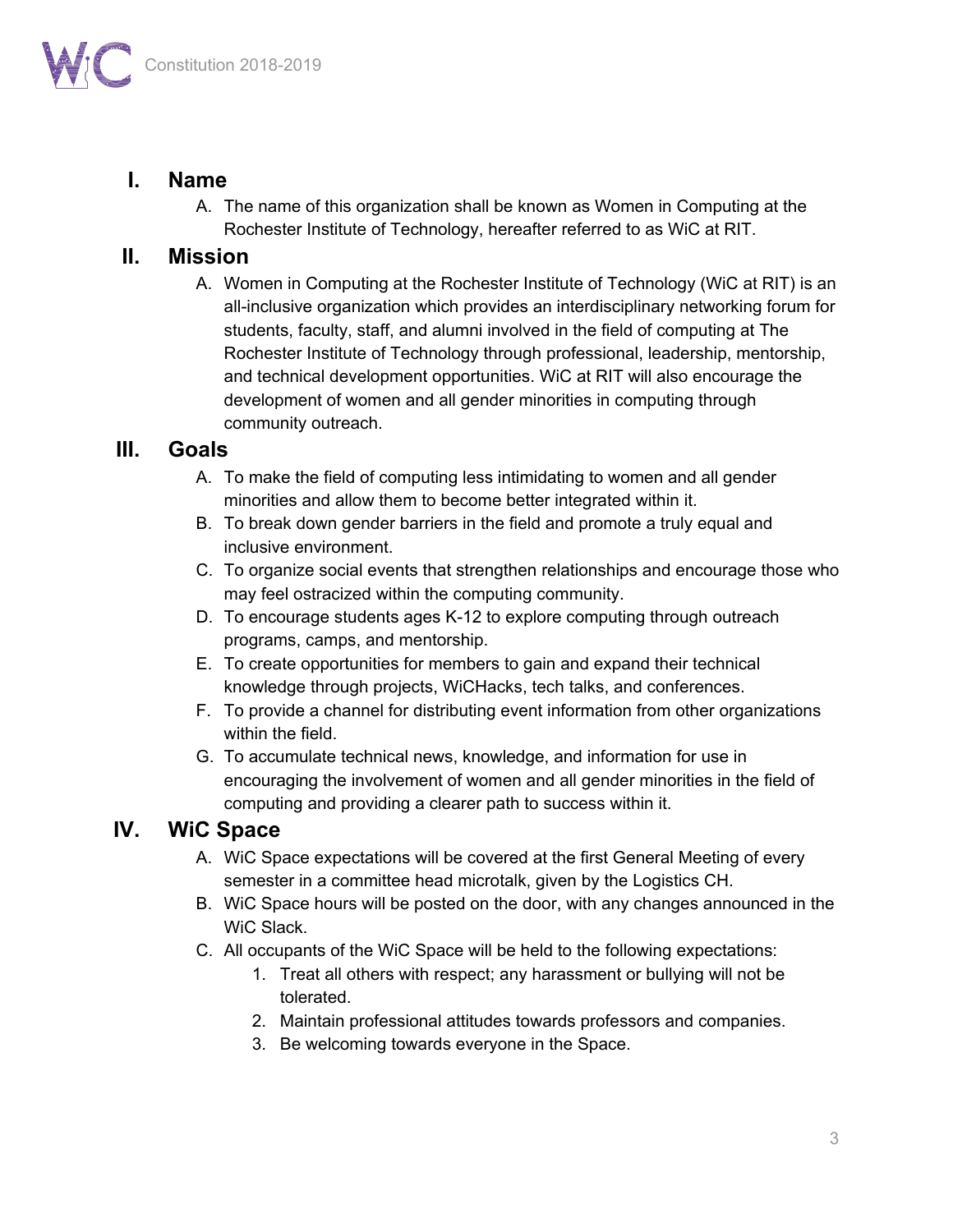## I. Name

A. The name of this organization shall be known as Women in Computing at the Rochester Institute of Technology, hereafter referred to as WiC at RIT.

## II. Mission

A. Women in Computing at the Rochester Institute of Technology (WiC at RIT) is an all-inclusive organization which provides an interdisciplinary networking forum for students, faculty, staff, and alumni involved in the field of computing at The Rochester Institute of Technology through professional, leadership, mentorship, and technical development opportunities. WiC at RIT will also encourage the development of women and all gender minorities in computing through community outreach.

## III. Goals

A. To make the field of computing less intimidating to women and all gender minorities and allow them to become better integrated within it.
B. To break down gender barriers in the field and promote a truly equal and inclusive environment.
C. To organize social events that strengthen relationships and encourage those who may feel ostracized within the computing community.
D. To encourage students ages K-12 to explore computing through outreach programs, camps, and mentorship.
E. To create opportunities for members to gain and expand their technical knowledge through projects, WiCHacks, tech talks, and conferences.
F. To provide a channel for distributing event information from other organizations within the field.
G. To accumulate technical news, knowledge, and information for use in encouraging the involvement of women and all gender minorities in the field of computing and providing a clearer path to success within it.

## IV. WiC Space

A. WiC Space expectations will be covered at the first General Meeting of every semester in a committee head microtalk, given by the Logistics CH.
B. WiC Space hours will be posted on the door, with any changes announced in the WiC Slack.
C. All occupants of the WiC Space will be held to the following expectations:
   1. Treat all others with respect; any harassment or bullying will not be tolerated.
   2. Maintain professional attitudes towards professors and companies.
   3. Be welcoming towards everyone in the Space.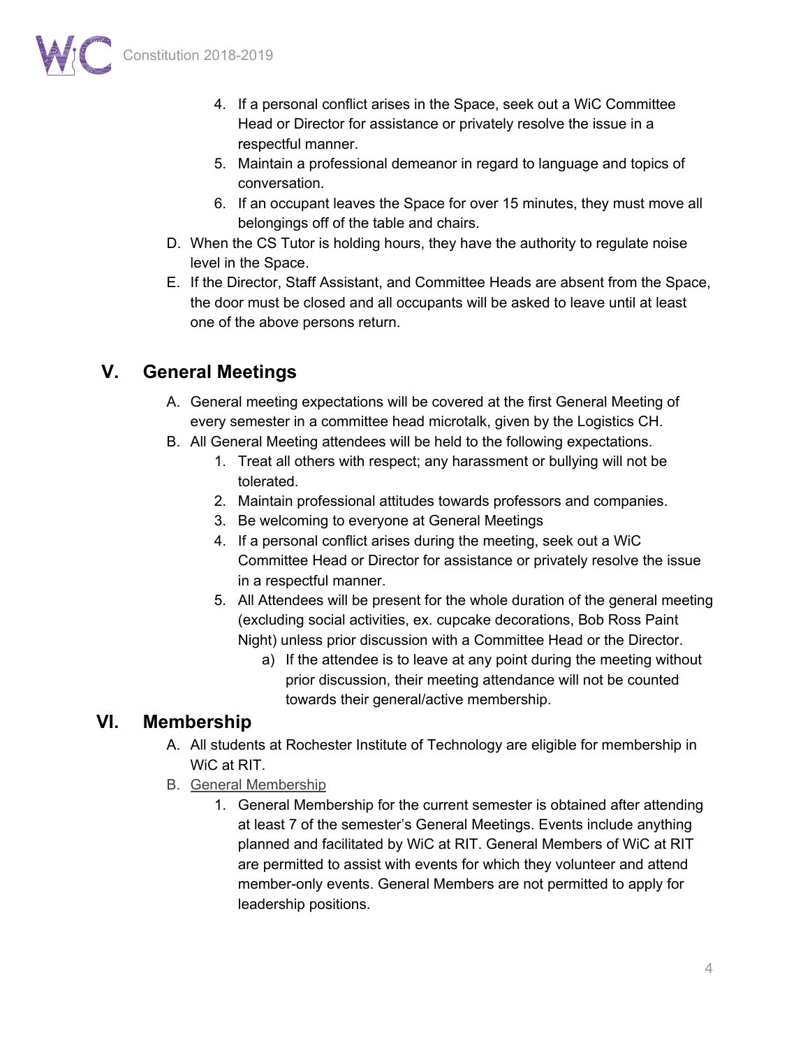4. If a personal conflict arises in the Space, seek out a WiC Committee Head or Director for assistance or privately resolve the issue in a respectful manner.
5. Maintain a professional demeanor in regard to language and topics of conversation.
6. If an occupant leaves the Space for over 15 minutes, they must move all belongings off of the table and chairs.

D. When the CS Tutor is holding hours, they have the authority to regulate noise level in the Space.

E. If the Director, Staff Assistant, and Committee Heads are absent from the Space, the door must be closed and all occupants will be asked to leave until at least one of the above persons return.

## V. General Meetings

A. General meeting expectations will be covered at the first General Meeting of every semester in a committee head microtalk, given by the Logistics CH.

B. All General Meeting attendees will be held to the following expectations.

1. Treat all others with respect; any harassment or bullying will not be tolerated.
2. Maintain professional attitudes towards professors and companies.
3. Be welcoming to everyone at General Meetings
4. If a personal conflict arises during the meeting, seek out a WiC Committee Head or Director for assistance or privately resolve the issue in a respectful manner.
5. All Attendees will be present for the whole duration of the general meeting (excluding social activities, ex. cupcake decorations, Bob Ross Paint Night) unless prior discussion with a Committee Head or the Director.
    a) If the attendee is to leave at any point during the meeting without prior discussion, their meeting attendance will not be counted towards their general/active membership.

## VI. Membership

A. All students at Rochester Institute of Technology are eligible for membership in WiC at RIT.

B. General Membership

1. General Membership for the current semester is obtained after attending at least 7 of the semester's General Meetings. Events include anything planned and facilitated by WiC at RIT. General Members of WiC at RIT are permitted to assist with events for which they volunteer and attend member-only events. General Members are not permitted to apply for leadership positions.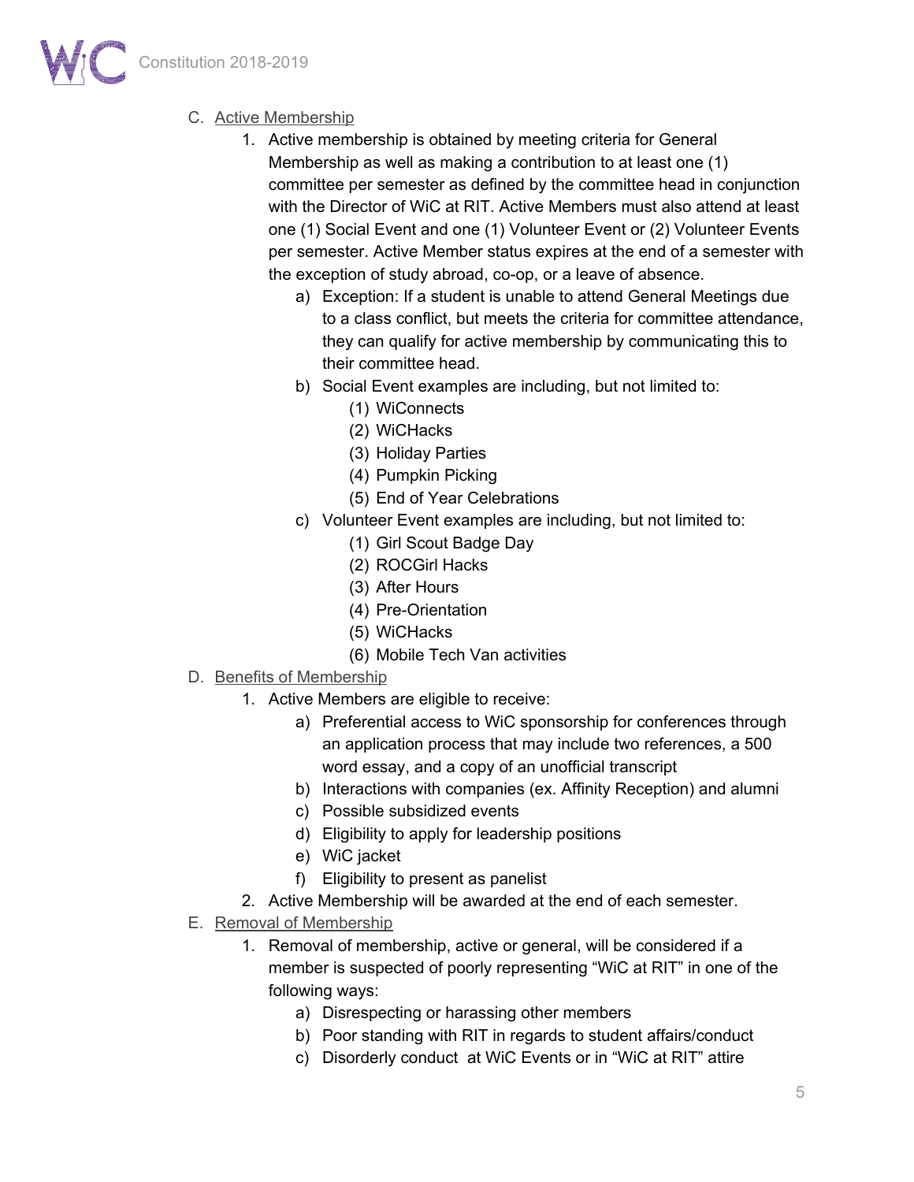C. Active Membership
   1. Active membership is obtained by meeting criteria for General Membership as well as making a contribution to at least one (1) committee per semester as defined by the committee head in conjunction with the Director of WiC at RIT. Active Members must also attend at least one (1) Social Event and one (1) Volunteer Event or (2) Volunteer Events per semester. Active Member status expires at the end of a semester with the exception of study abroad, co-op, or a leave of absence.
      a) Exception: If a student is unable to attend General Meetings due to a class conflict, but meets the criteria for committee attendance, they can qualify for active membership by communicating this to their committee head.
      b) Social Event examples are including, but not limited to:
         (1) WiConnects
         (2) WiCHacks
         (3) Holiday Parties
         (4) Pumpkin Picking
         (5) End of Year Celebrations
      c) Volunteer Event examples are including, but not limited to:
         (1) Girl Scout Badge Day
         (2) ROCGirl Hacks
         (3) After Hours
         (4) Pre-Orientation
         (5) WiCHacks
         (6) Mobile Tech Van activities

D. Benefits of Membership
   1. Active Members are eligible to receive:
      a) Preferential access to WiC sponsorship for conferences through an application process that may include two references, a 500 word essay, and a copy of an unofficial transcript
      b) Interactions with companies (ex. Affinity Reception) and alumni
      c) Possible subsidized events
      d) Eligibility to apply for leadership positions
      e) WiC jacket
      f) Eligibility to present as panelist
   2. Active Membership will be awarded at the end of each semester.

E. Removal of Membership
   1. Removal of membership, active or general, will be considered if a member is suspected of poorly representing "WiC at RIT" in one of the following ways:
      a) Disrespecting or harassing other members
      b) Poor standing with RIT in regards to student affairs/conduct
      c) Disorderly conduct at WiC Events or in "WiC at RIT" attire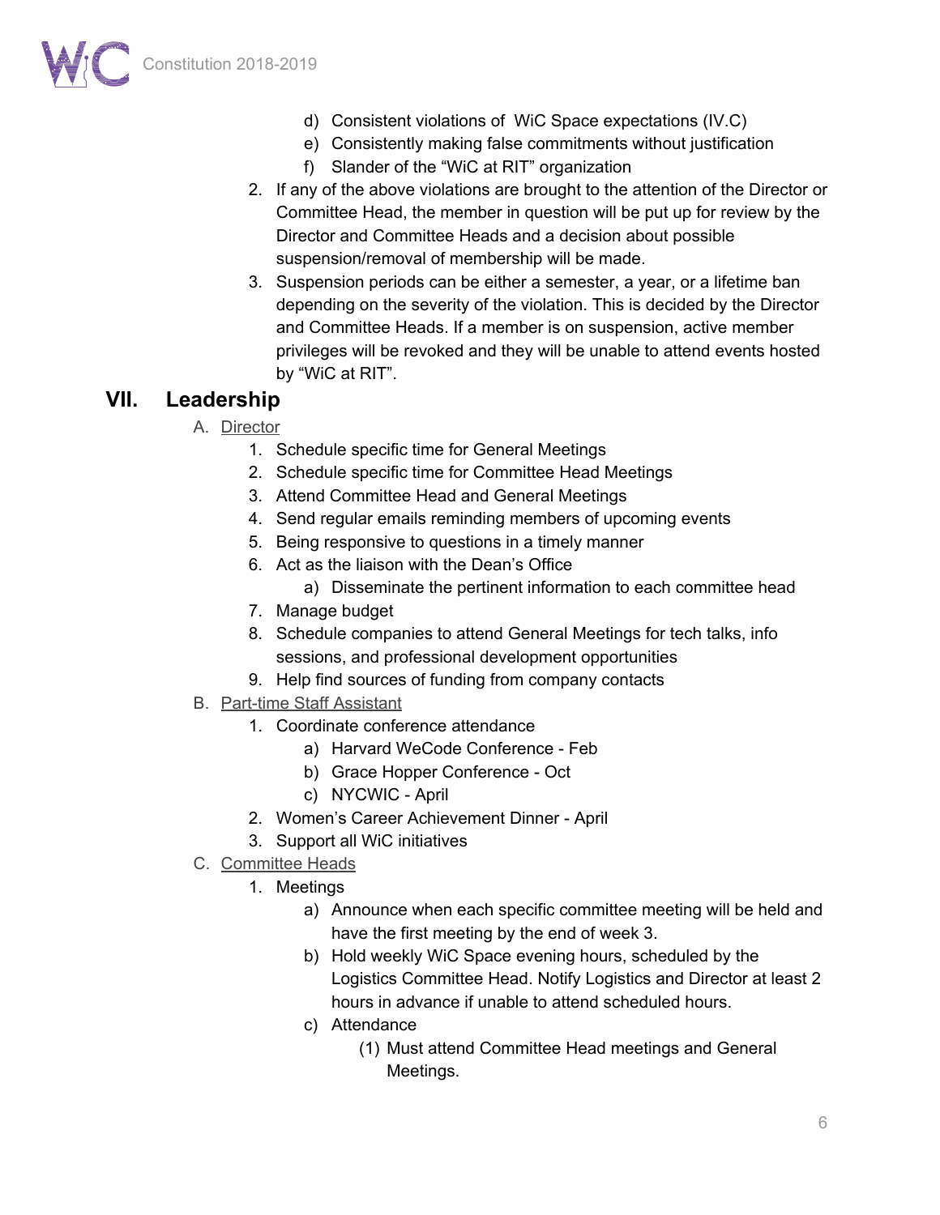d) Consistent violations of WiC Space expectations (IV.C)
e) Consistently making false commitments without justification
f) Slander of the “WiC at RIT” organization

2. If any of the above violations are brought to the attention of the Director or Committee Head, the member in question will be put up for review by the Director and Committee Heads and a decision about possible suspension/removal of membership will be made.
3. Suspension periods can be either a semester, a year, or a lifetime ban depending on the severity of the violation. This is decided by the Director and Committee Heads. If a member is on suspension, active member privileges will be revoked and they will be unable to attend events hosted by “WiC at RIT”.

## VII. Leadership

A. Director

1. Schedule specific time for General Meetings
2. Schedule specific time for Committee Head Meetings
3. Attend Committee Head and General Meetings
4. Send regular emails reminding members of upcoming events
5. Being responsive to questions in a timely manner
6. Act as the liaison with the Dean’s Office
    a) Disseminate the pertinent information to each committee head
7. Manage budget
8. Schedule companies to attend General Meetings for tech talks, info sessions, and professional development opportunities
9. Help find sources of funding from company contacts

B. Part-time Staff Assistant

1. Coordinate conference attendance
    a) Harvard WeCode Conference - Feb
    b) Grace Hopper Conference - Oct
    c) NYCWIC - April
2. Women’s Career Achievement Dinner - April
3. Support all WiC initiatives

C. Committee Heads

1. Meetings
    a) Announce when each specific committee meeting will be held and have the first meeting by the end of week 3.
    b) Hold weekly WiC Space evening hours, scheduled by the Logistics Committee Head. Notify Logistics and Director at least 2 hours in advance if unable to attend scheduled hours.
    c) Attendance
        (1) Must attend Committee Head meetings and General Meetings.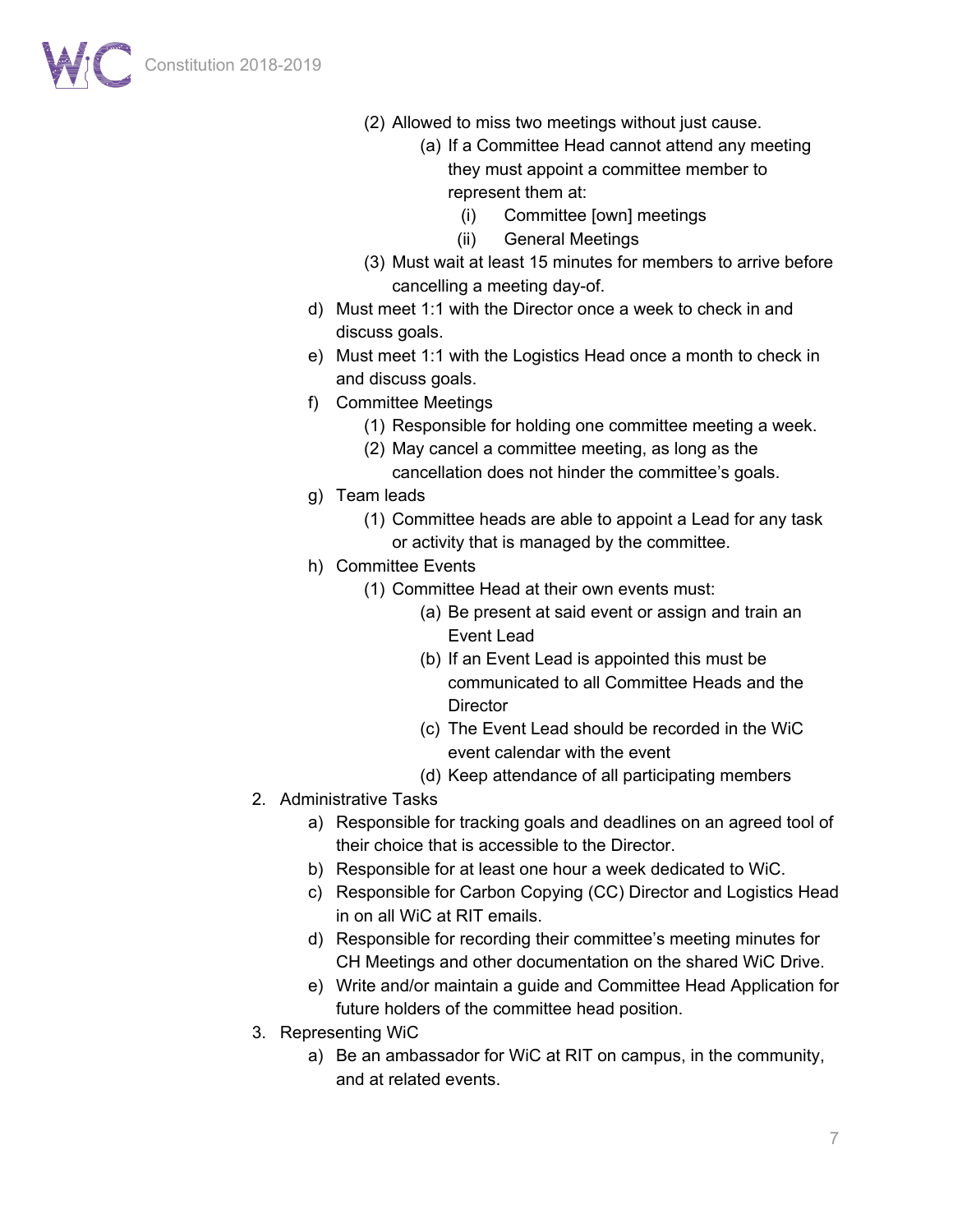(2) Allowed to miss two meetings without just cause.
            (a) If a Committee Head cannot attend any meeting they must appoint a committee member to represent them at:
                (i) Committee [own] meetings
                (ii) General Meetings
        (3) Must wait at least 15 minutes for members to arrive before cancelling a meeting day-of.
    d) Must meet 1:1 with the Director once a week to check in and discuss goals.
    e) Must meet 1:1 with the Logistics Head once a month to check in and discuss goals.
    f) Committee Meetings
        (1) Responsible for holding one committee meeting a week.
        (2) May cancel a committee meeting, as long as the cancellation does not hinder the committee's goals.
    g) Team leads
        (1) Committee heads are able to appoint a Lead for any task or activity that is managed by the committee.
    h) Committee Events
        (1) Committee Head at their own events must:
            (a) Be present at said event or assign and train an Event Lead
            (b) If an Event Lead is appointed this must be communicated to all Committee Heads and the Director
            (c) The Event Lead should be recorded in the WiC event calendar with the event
            (d) Keep attendance of all participating members

2. Administrative Tasks
    a) Responsible for tracking goals and deadlines on an agreed tool of their choice that is accessible to the Director.
    b) Responsible for at least one hour a week dedicated to WiC.
    c) Responsible for Carbon Copying (CC) Director and Logistics Head in on all WiC at RIT emails.
    d) Responsible for recording their committee's meeting minutes for CH Meetings and other documentation on the shared WiC Drive.
    e) Write and/or maintain a guide and Committee Head Application for future holders of the committee head position.

3. Representing WiC
    a) Be an ambassador for WiC at RIT on campus, in the community, and at related events.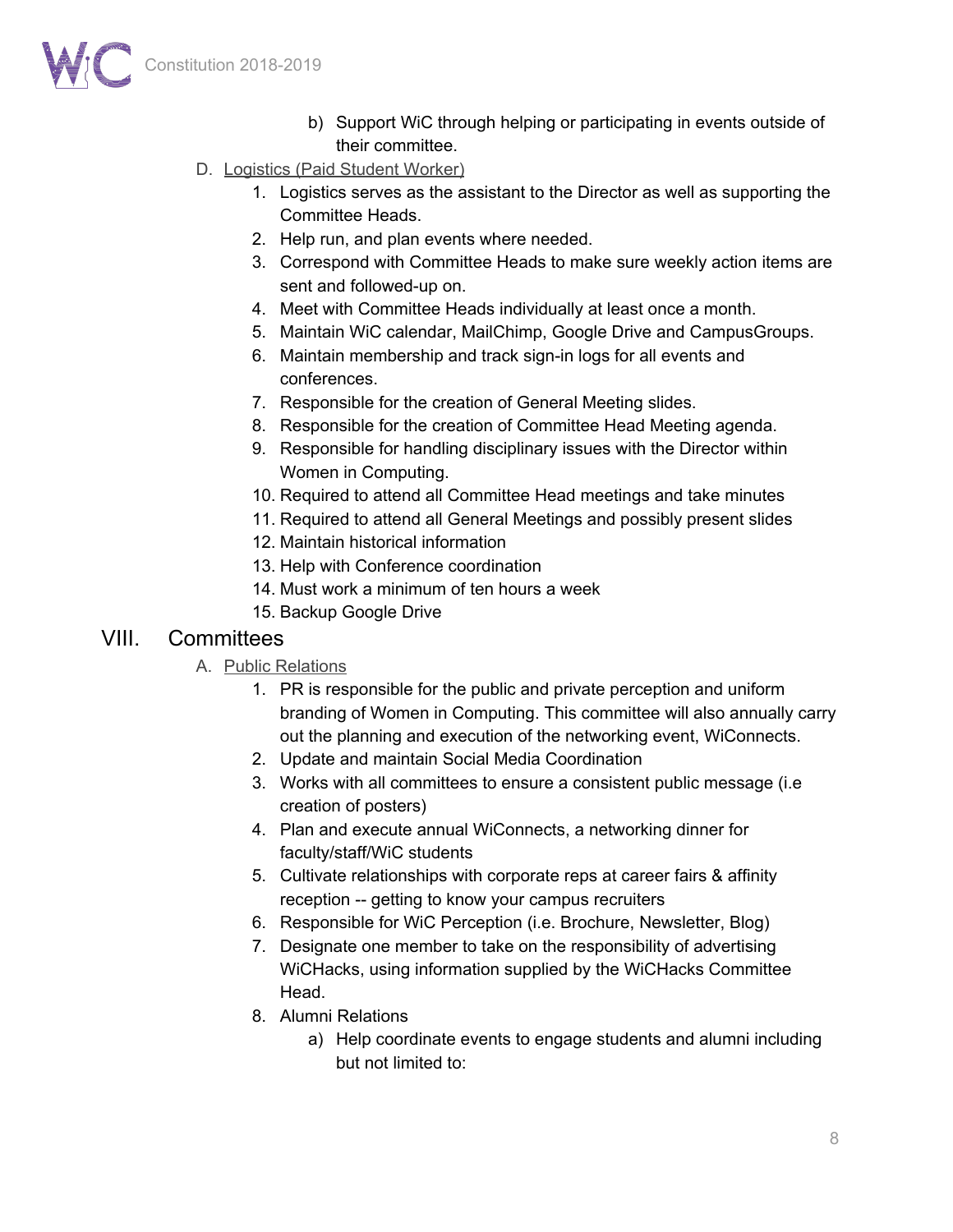b) Support WiC through helping or participating in events outside of their committee.

D. Logistics (Paid Student Worker)

1. Logistics serves as the assistant to the Director as well as supporting the Committee Heads.
2. Help run, and plan events where needed.
3. Correspond with Committee Heads to make sure weekly action items are sent and followed-up on.
4. Meet with Committee Heads individually at least once a month.
5. Maintain WiC calendar, MailChimp, Google Drive and CampusGroups.
6. Maintain membership and track sign-in logs for all events and conferences.
7. Responsible for the creation of General Meeting slides.
8. Responsible for the creation of Committee Head Meeting agenda.
9. Responsible for handling disciplinary issues with the Director within Women in Computing.
10. Required to attend all Committee Head meetings and take minutes
11. Required to attend all General Meetings and possibly present slides
12. Maintain historical information
13. Help with Conference coordination
14. Must work a minimum of ten hours a week
15. Backup Google Drive

## VIII. Committees

A. Public Relations

1. PR is responsible for the public and private perception and uniform branding of Women in Computing. This committee will also annually carry out the planning and execution of the networking event, WiConnects.
2. Update and maintain Social Media Coordination
3. Works with all committees to ensure a consistent public message (i.e creation of posters)
4. Plan and execute annual WiConnects, a networking dinner for faculty/staff/WiC students
5. Cultivate relationships with corporate reps at career fairs & affinity reception -- getting to know your campus recruiters
6. Responsible for WiC Perception (i.e. Brochure, Newsletter, Blog)
7. Designate one member to take on the responsibility of advertising WiCHacks, using information supplied by the WiCHacks Committee Head.
8. Alumni Relations
   a) Help coordinate events to engage students and alumni including but not limited to: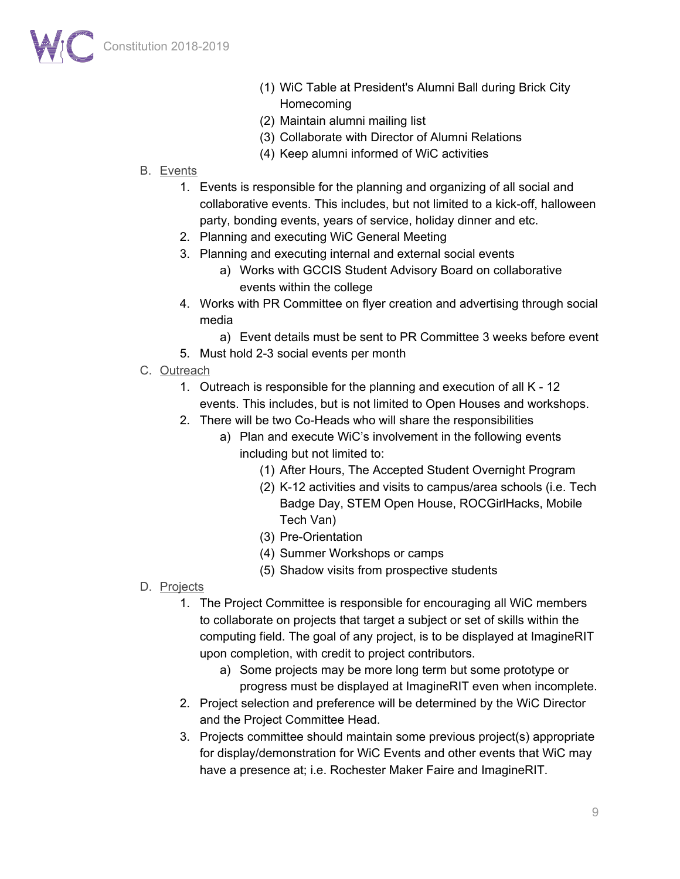(1) WiC Table at President's Alumni Ball during Brick City Homecoming
(2) Maintain alumni mailing list
(3) Collaborate with Director of Alumni Relations
(4) Keep alumni informed of WiC activities

B. <u>Events</u>
   1. Events is responsible for the planning and organizing of all social and collaborative events. This includes, but not limited to a kick-off, halloween party, bonding events, years of service, holiday dinner and etc.
   2. Planning and executing WiC General Meeting
   3. Planning and executing internal and external social events
      a) Works with GCCIS Student Advisory Board on collaborative events within the college
   4. Works with PR Committee on flyer creation and advertising through social media
      a) Event details must be sent to PR Committee 3 weeks before event
   5. Must hold 2-3 social events per month

C. <u>Outreach</u>
   1. Outreach is responsible for the planning and execution of all K - 12 events. This includes, but is not limited to Open Houses and workshops.
   2. There will be two Co-Heads who will share the responsibilities
      a) Plan and execute WiC's involvement in the following events including but not limited to:
         (1) After Hours, The Accepted Student Overnight Program
         (2) K-12 activities and visits to campus/area schools (i.e. Tech Badge Day, STEM Open House, ROCGirlHacks, Mobile Tech Van)
         (3) Pre-Orientation
         (4) Summer Workshops or camps
         (5) Shadow visits from prospective students

D. <u>Projects</u>
   1. The Project Committee is responsible for encouraging all WiC members to collaborate on projects that target a subject or set of skills within the computing field. The goal of any project, is to be displayed at ImagineRIT upon completion, with credit to project contributors.
      a) Some projects may be more long term but some prototype or progress must be displayed at ImagineRIT even when incomplete.
   2. Project selection and preference will be determined by the WiC Director and the Project Committee Head.
   3. Projects committee should maintain some previous project(s) appropriate for display/demonstration for WiC Events and other events that WiC may have a presence at; i.e. Rochester Maker Faire and ImagineRIT.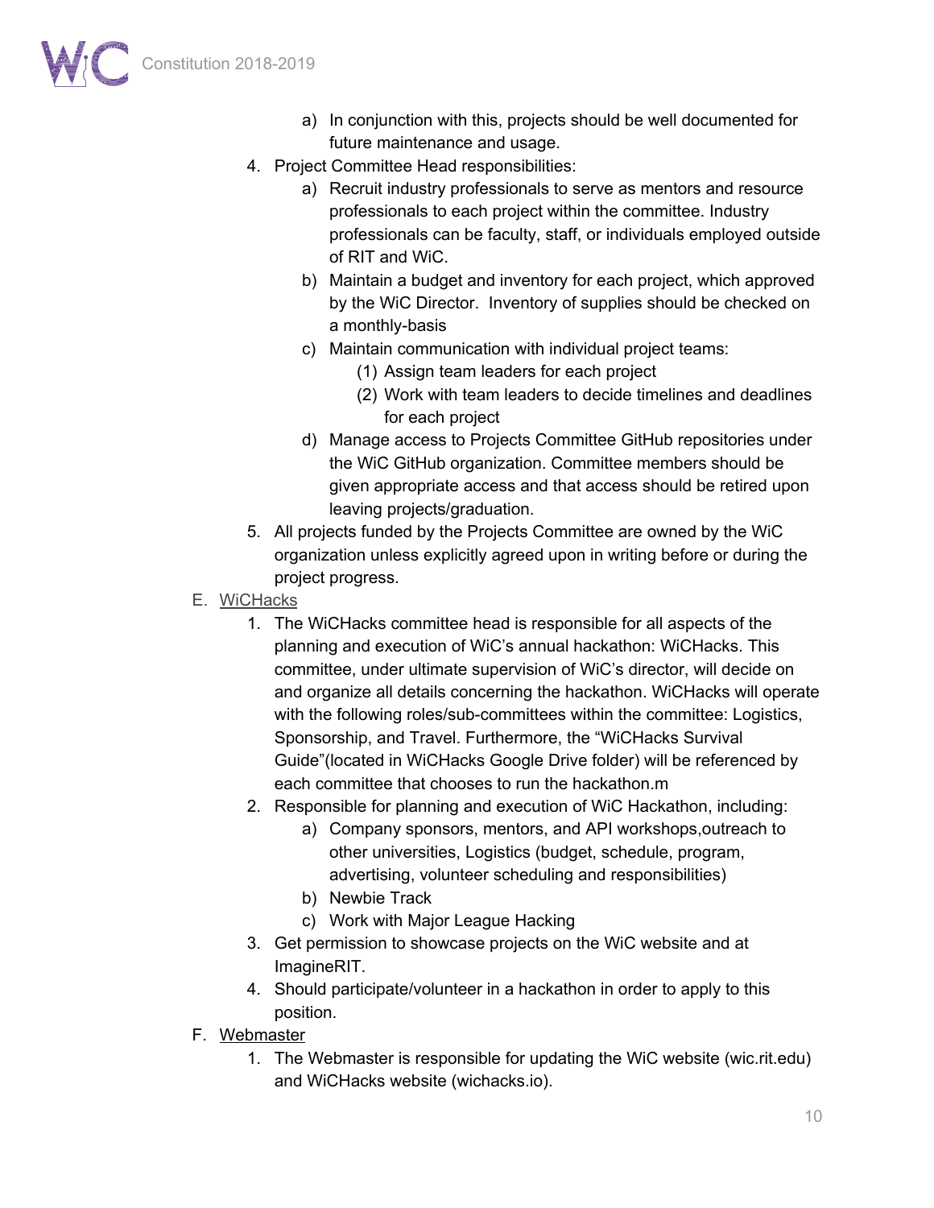a) In conjunction with this, projects should be well documented for future maintenance and usage.

4. Project Committee Head responsibilities:
    a) Recruit industry professionals to serve as mentors and resource professionals to each project within the committee. Industry professionals can be faculty, staff, or individuals employed outside of RIT and WiC.
    b) Maintain a budget and inventory for each project, which approved by the WiC Director. Inventory of supplies should be checked on a monthly-basis
    c) Maintain communication with individual project teams:
        (1) Assign team leaders for each project
        (2) Work with team leaders to decide timelines and deadlines for each project
    d) Manage access to Projects Committee GitHub repositories under the WiC GitHub organization. Committee members should be given appropriate access and that access should be retired upon leaving projects/graduation.
5. All projects funded by the Projects Committee are owned by the WiC organization unless explicitly agreed upon in writing before or during the project progress.

E. <u>WiCHacks</u>
1. The WiCHacks committee head is responsible for all aspects of the planning and execution of WiC's annual hackathon: WiCHacks. This committee, under ultimate supervision of WiC's director, will decide on and organize all details concerning the hackathon. WiCHacks will operate with the following roles/sub-committees within the committee: Logistics, Sponsorship, and Travel. Furthermore, the "WiCHacks Survival Guide"(located in WiCHacks Google Drive folder) will be referenced by each committee that chooses to run the hackathon.m
2. Responsible for planning and execution of WiC Hackathon, including:
    a) Company sponsors, mentors, and API workshops,outreach to other universities, Logistics (budget, schedule, program, advertising, volunteer scheduling and responsibilities)
    b) Newbie Track
    c) Work with Major League Hacking
3. Get permission to showcase projects on the WiC website and at ImagineRIT.
4. Should participate/volunteer in a hackathon in order to apply to this position.

F. <u>Webmaster</u>
1. The Webmaster is responsible for updating the WiC website (wic.rit.edu) and WiCHacks website (wichacks.io).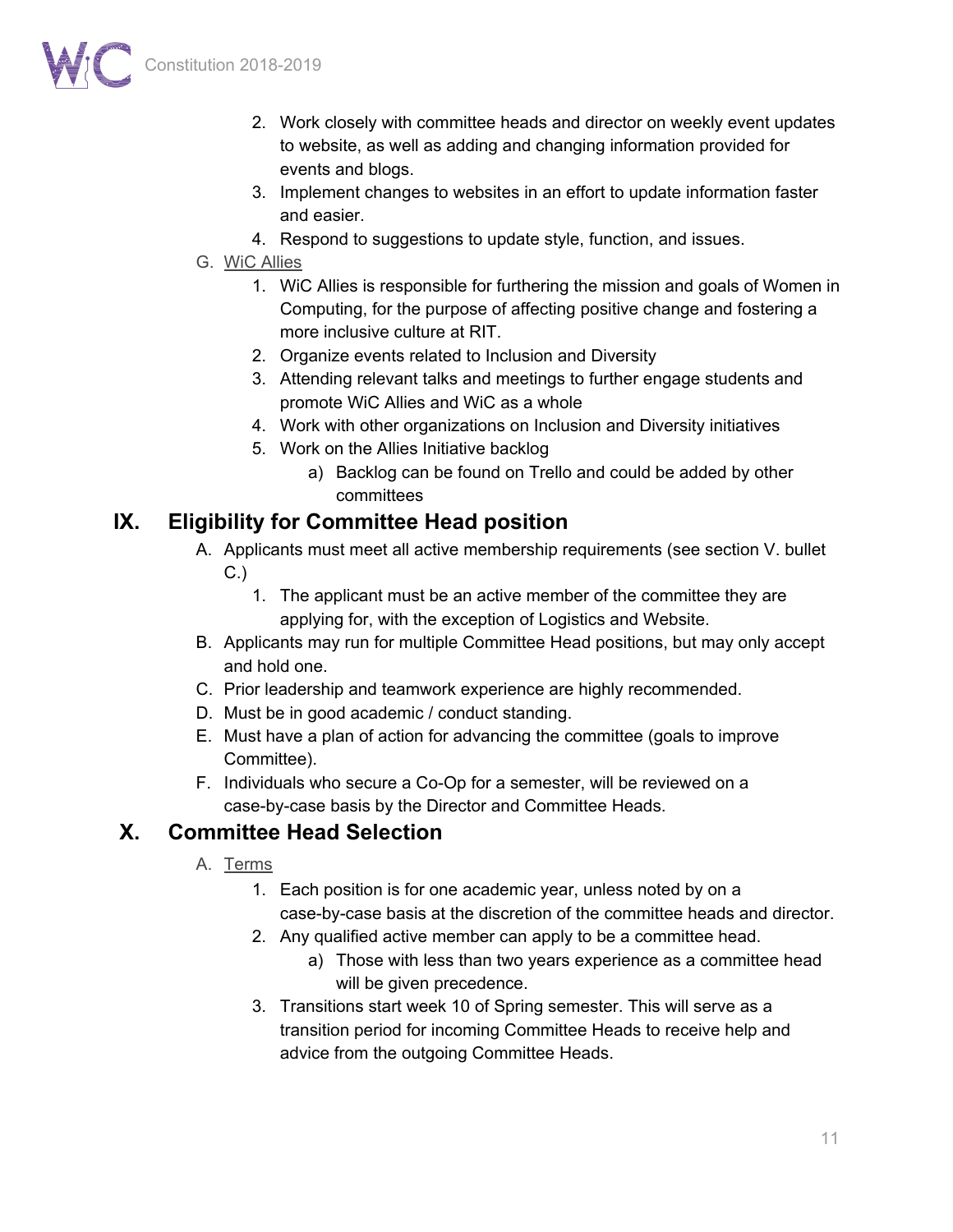2. Work closely with committee heads and director on weekly event updates to website, as well as adding and changing information provided for events and blogs.
3. Implement changes to websites in an effort to update information faster and easier.
4. Respond to suggestions to update style, function, and issues.

G. WiC Allies

1. WiC Allies is responsible for furthering the mission and goals of Women in Computing, for the purpose of affecting positive change and fostering a more inclusive culture at RIT.
2. Organize events related to Inclusion and Diversity
3. Attending relevant talks and meetings to further engage students and promote WiC Allies and WiC as a whole
4. Work with other organizations on Inclusion and Diversity initiatives
5. Work on the Allies Initiative backlog
    a) Backlog can be found on Trello and could be added by other committees

## IX. Eligibility for Committee Head position

A. Applicants must meet all active membership requirements (see section V. bullet C.)

1. The applicant must be an active member of the committee they are applying for, with the exception of Logistics and Website.

B. Applicants may run for multiple Committee Head positions, but may only accept and hold one.

C. Prior leadership and teamwork experience are highly recommended.

D. Must be in good academic / conduct standing.

E. Must have a plan of action for advancing the committee (goals to improve Committee).

F. Individuals who secure a Co-Op for a semester, will be reviewed on a case-by-case basis by the Director and Committee Heads.

## X. Committee Head Selection

A. Terms

1. Each position is for one academic year, unless noted by on a case-by-case basis at the discretion of the committee heads and director.
2. Any qualified active member can apply to be a committee head.
    a) Those with less than two years experience as a committee head will be given precedence.
3. Transitions start week 10 of Spring semester. This will serve as a transition period for incoming Committee Heads to receive help and advice from the outgoing Committee Heads.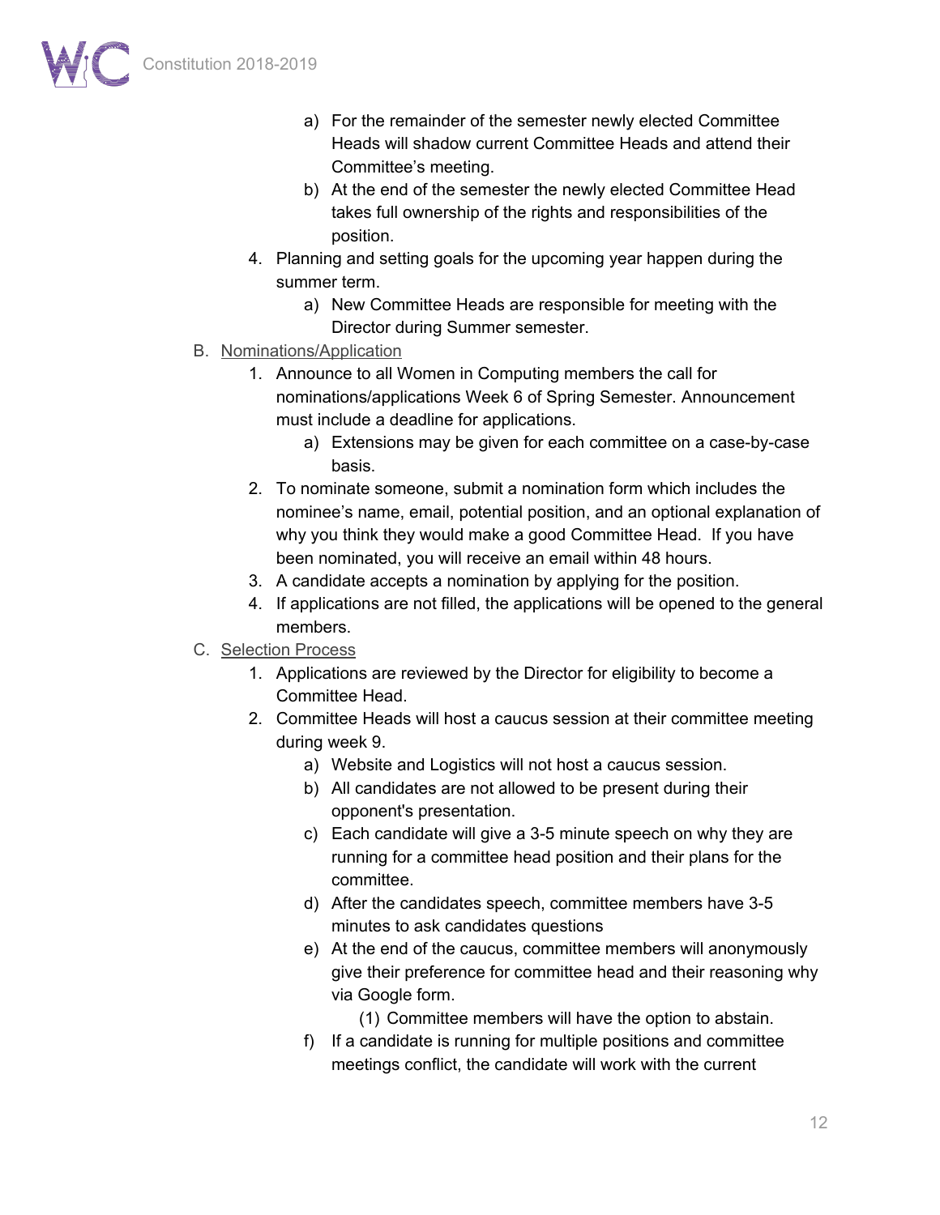a) For the remainder of the semester newly elected Committee Heads will shadow current Committee Heads and attend their Committee's meeting.
b) At the end of the semester the newly elected Committee Head takes full ownership of the rights and responsibilities of the position.

4. Planning and setting goals for the upcoming year happen during the summer term.
    a) New Committee Heads are responsible for meeting with the Director during Summer semester.

B. Nominations/Application
1. Announce to all Women in Computing members the call for nominations/applications Week 6 of Spring Semester. Announcement must include a deadline for applications.
    a) Extensions may be given for each committee on a case-by-case basis.
2. To nominate someone, submit a nomination form which includes the nominee's name, email, potential position, and an optional explanation of why you think they would make a good Committee Head. If you have been nominated, you will receive an email within 48 hours.
3. A candidate accepts a nomination by applying for the position.
4. If applications are not filled, the applications will be opened to the general members.

C. Selection Process
1. Applications are reviewed by the Director for eligibility to become a Committee Head.
2. Committee Heads will host a caucus session at their committee meeting during week 9.
    a) Website and Logistics will not host a caucus session.
    b) All candidates are not allowed to be present during their opponent's presentation.
    c) Each candidate will give a 3-5 minute speech on why they are running for a committee head position and their plans for the committee.
    d) After the candidates speech, committee members have 3-5 minutes to ask candidates questions
    e) At the end of the caucus, committee members will anonymously give their preference for committee head and their reasoning why via Google form.
        (1) Committee members will have the option to abstain.
    f) If a candidate is running for multiple positions and committee meetings conflict, the candidate will work with the current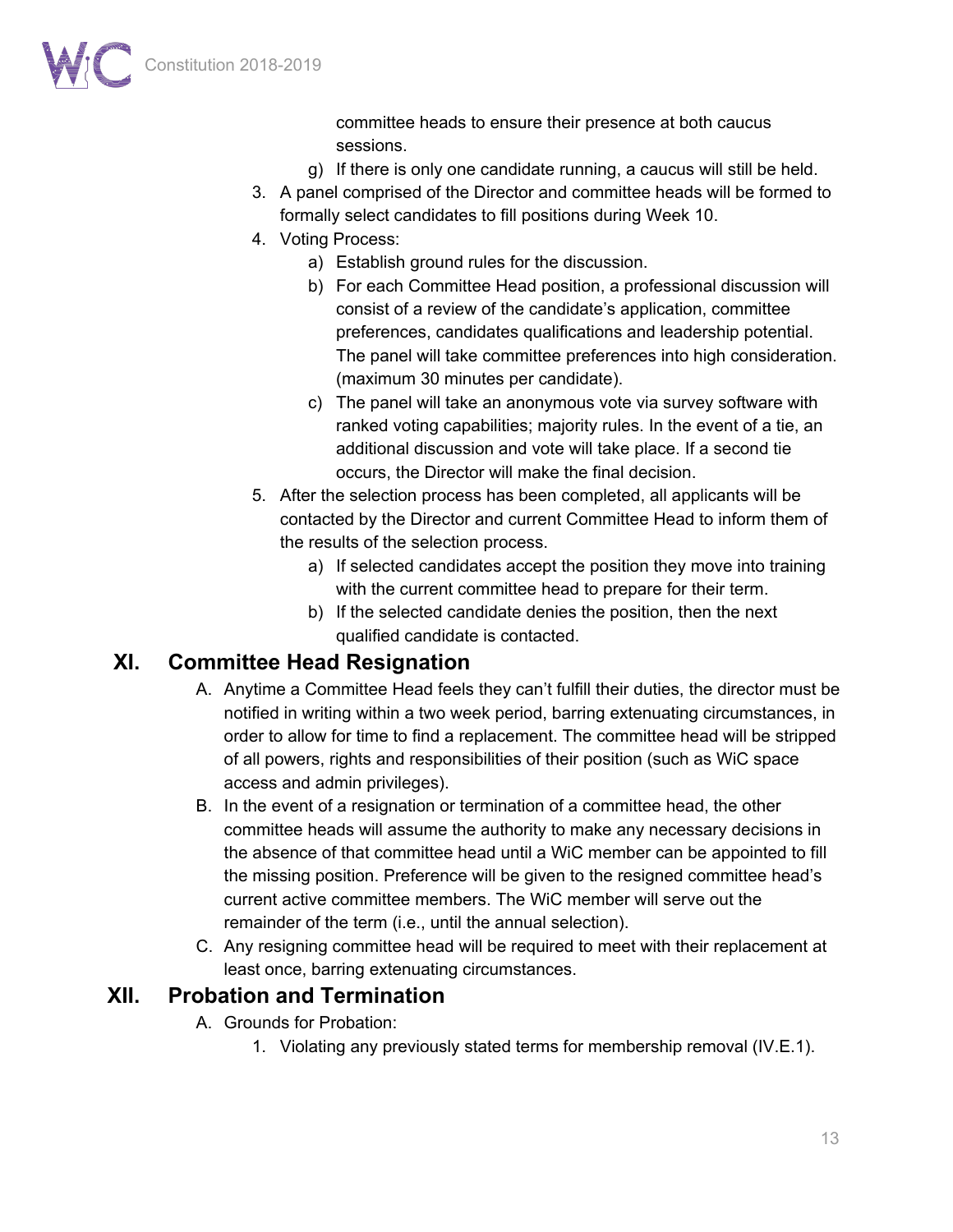committee heads to ensure their presence at both caucus sessions.

g) If there is only one candidate running, a caucus will still be held.

3. A panel comprised of the Director and committee heads will be formed to formally select candidates to fill positions during Week 10.
4. Voting Process:
    a) Establish ground rules for the discussion.
    b) For each Committee Head position, a professional discussion will consist of a review of the candidate's application, committee preferences, candidates qualifications and leadership potential. The panel will take committee preferences into high consideration. (maximum 30 minutes per candidate).
    c) The panel will take an anonymous vote via survey software with ranked voting capabilities; majority rules. In the event of a tie, an additional discussion and vote will take place. If a second tie occurs, the Director will make the final decision.
5. After the selection process has been completed, all applicants will be contacted by the Director and current Committee Head to inform them of the results of the selection process.
    a) If selected candidates accept the position they move into training with the current committee head to prepare for their term.
    b) If the selected candidate denies the position, then the next qualified candidate is contacted.

## XI. Committee Head Resignation

A. Anytime a Committee Head feels they can't fulfill their duties, the director must be notified in writing within a two week period, barring extenuating circumstances, in order to allow for time to find a replacement. The committee head will be stripped of all powers, rights and responsibilities of their position (such as WiC space access and admin privileges).

B. In the event of a resignation or termination of a committee head, the other committee heads will assume the authority to make any necessary decisions in the absence of that committee head until a WiC member can be appointed to fill the missing position. Preference will be given to the resigned committee head's current active committee members. The WiC member will serve out the remainder of the term (i.e., until the annual selection).

C. Any resigning committee head will be required to meet with their replacement at least once, barring extenuating circumstances.

## XII. Probation and Termination

A. Grounds for Probation:
    1. Violating any previously stated terms for membership removal (IV.E.1).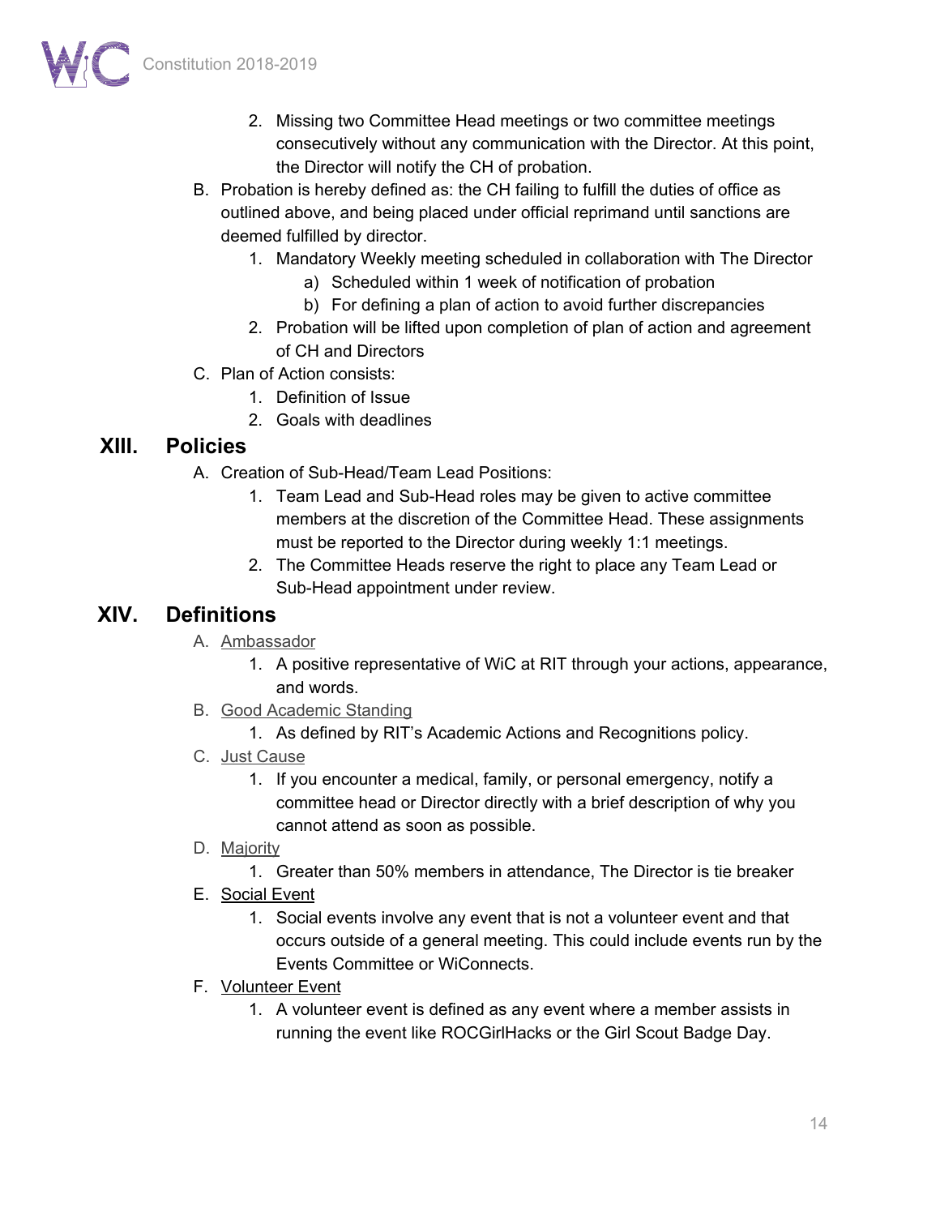2. Missing two Committee Head meetings or two committee meetings consecutively without any communication with the Director. At this point, the Director will notify the CH of probation.

B. Probation is hereby defined as: the CH failing to fulfill the duties of office as outlined above, and being placed under official reprimand until sanctions are deemed fulfilled by director.
   1. Mandatory Weekly meeting scheduled in collaboration with The Director
      a) Scheduled within 1 week of notification of probation
      b) For defining a plan of action to avoid further discrepancies
   2. Probation will be lifted upon completion of plan of action and agreement of CH and Directors

C. Plan of Action consists:
   1. Definition of Issue
   2. Goals with deadlines

## XIII. Policies

A. Creation of Sub-Head/Team Lead Positions:
   1. Team Lead and Sub-Head roles may be given to active committee members at the discretion of the Committee Head. These assignments must be reported to the Director during weekly 1:1 meetings.
   2. The Committee Heads reserve the right to place any Team Lead or Sub-Head appointment under review.

## XIV. Definitions

A. Ambassador
   1. A positive representative of WiC at RIT through your actions, appearance, and words.

B. Good Academic Standing
   1. As defined by RIT's Academic Actions and Recognitions policy.

C. Just Cause
   1. If you encounter a medical, family, or personal emergency, notify a committee head or Director directly with a brief description of why you cannot attend as soon as possible.

D. Majority
   1. Greater than 50% members in attendance, The Director is tie breaker

E. Social Event
   1. Social events involve any event that is not a volunteer event and that occurs outside of a general meeting. This could include events run by the Events Committee or WiConnects.

F. Volunteer Event
   1. A volunteer event is defined as any event where a member assists in running the event like ROCGirlHacks or the Girl Scout Badge Day.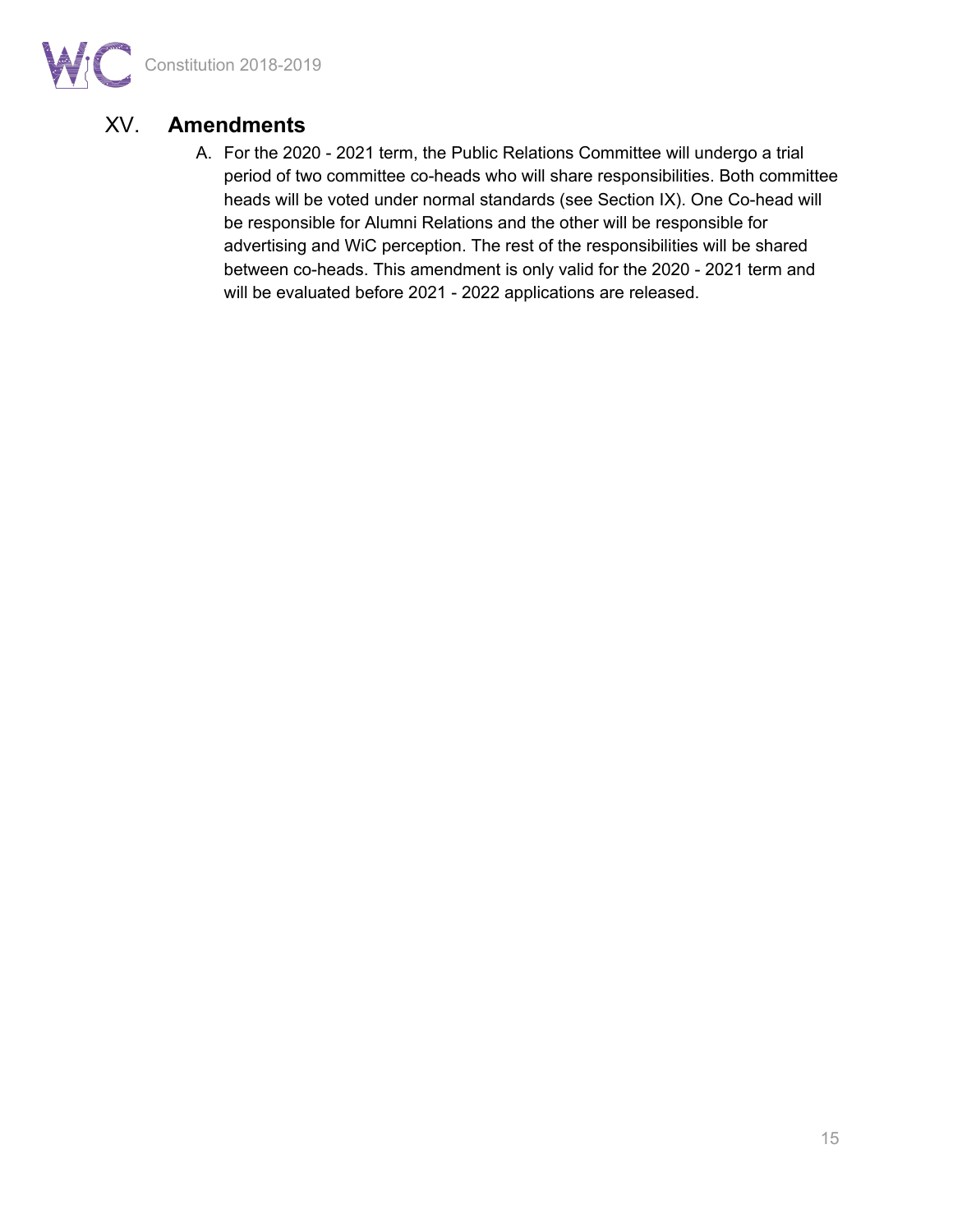## XV. **Amendments**

A. For the 2020 - 2021 term, the Public Relations Committee will undergo a trial period of two committee co-heads who will share responsibilities. Both committee heads will be voted under normal standards (see Section IX). One Co-head will be responsible for Alumni Relations and the other will be responsible for advertising and WiC perception. The rest of the responsibilities will be shared between co-heads. This amendment is only valid for the 2020 - 2021 term and will be evaluated before 2021 - 2022 applications are released.